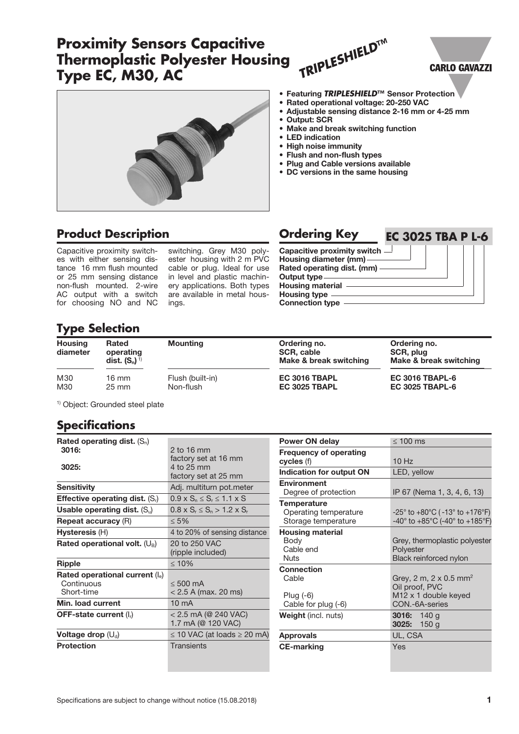# Proximity Sensors Capacitive Thermoplastic Polyester Housing Type EC, M30, AC

*TRIPLESHIELD™*

CARLO GAVAZZI

- **Featuring *TRIPLESHIELD™* Sensor Protection**
- **Rated operational voltage: 20-250 VAC**
- **Adjustable sensing distance 2-16 mm or 4-25 mm**
- **Output: SCR**
- **Make and break switching function**
- **LED indication**
- **High noise immunity**
- **Flush and non-flush types**
- **Plug and Cable versions available**
- **DC versions in the same housing**

## Product Description

Capacitive proximity switches with either sensing distance 16 mm flush mounted or 25 mm sensing distance non-flush mounted. 2-wire AC output with a switch for choosing NO and NC switching. Grey M30 polyester housing with 2 m PVC cable or plug. Ideal for use in level and plastic machinery applications. Both types are available in metal housings.

## Ordering Key

**EC 3025 TBA P L-6**

- Capacitive proximity switch
- Housing diameter (mm)
- Rated operating dist. (mm)
- Output type
- Housing material
- Housing type
- Connection type

## Type Selection

| Housing diameter | Rated operating dist. ($S_n$) [1] | Mounting | Ordering no. SCR, cable Make & break switching | Ordering no. SCR, plug Make & break switching |
|---|---|---|---|---|
| M30 | 16 mm | Flush (built-in) | **EC 3016 TBAPL** | **EC 3016 TBAPL-6** |
| M30 | 25 mm | Non-flush | **EC 3025 TBAPL** | **EC 3025 TBAPL-6** |

[1] Object: Grounded steel plate

## Specifications

| | |
|---|---|
| **Rated operating dist.** ($S_n$) | |
| **3016:** | 2 to 16 mm factory set at 16 mm |
| **3025:** | 4 to 25 mm factory set at 25 mm |
| **Sensitivity** | Adj. multiturn pot.meter |
| **Effective operating dist.** ($S_r$) | $0.9 \times S_n \leq S_r \leq 1.1 \times S$ |
| **Usable operating dist.** ($S_u$) | $0.8 \times S_r \leq S_n > 1.2 \times S_r$ |
| **Repeat accuracy** (R) | ≤ 5% |
| **Hysteresis** (H) | 4 to 20% of sensing distance |
| **Rated operational volt.** ($U_B$) | 20 to 250 VAC (ripple included) |
| **Ripple** | ≤ 10% |
| **Rated operational current** ($I_e$) | |
| Continuous | ≤ 500 mA |
| Short-time | < 2.5 A (max. 20 ms) |
| **Min. load current** | 10 mA |
| **OFF-state current** ($I_r$) | < 2.5 mA (@ 240 VAC) 1.7 mA (@ 120 VAC) |
| **Voltage drop** ($U_d$) | ≤ 10 VAC (at loads ≥ 20 mA) |
| **Protection** | Transients |
| **Power ON delay** | ≤ 100 ms |
| **Frequency of operating cycles** (f) | 10 Hz |
| **Indication for output ON** | LED, yellow |
| **Environment** | |
| Degree of protection | IP 67 (Nema 1, 3, 4, 6, 13) |
| **Temperature** | |
| Operating temperature | -25° to +80°C (-13° to +176°F) |
| Storage temperature | -40° to +85°C (-40° to +185°F) |
| **Housing material** | |
| Body | Grey, thermoplastic polyester |
| Cable end | Polyester |
| Nuts | Black reinforced nylon |
| **Connection** | |
| Cable | Grey, 2 m, 2 x 0.5 mm² Oil proof, PVC |
| Plug (-6) | M12 x 1 double keyed |
| Cable for plug (-6) | CON.-6A-series |
| **Weight** (incl. nuts) | **3016:** 140 g **3025:** 150 g |
| **Approvals** | UL, CSA |
| **CE-marking** | Yes |

Specifications are subject to change without notice (15.08.2018)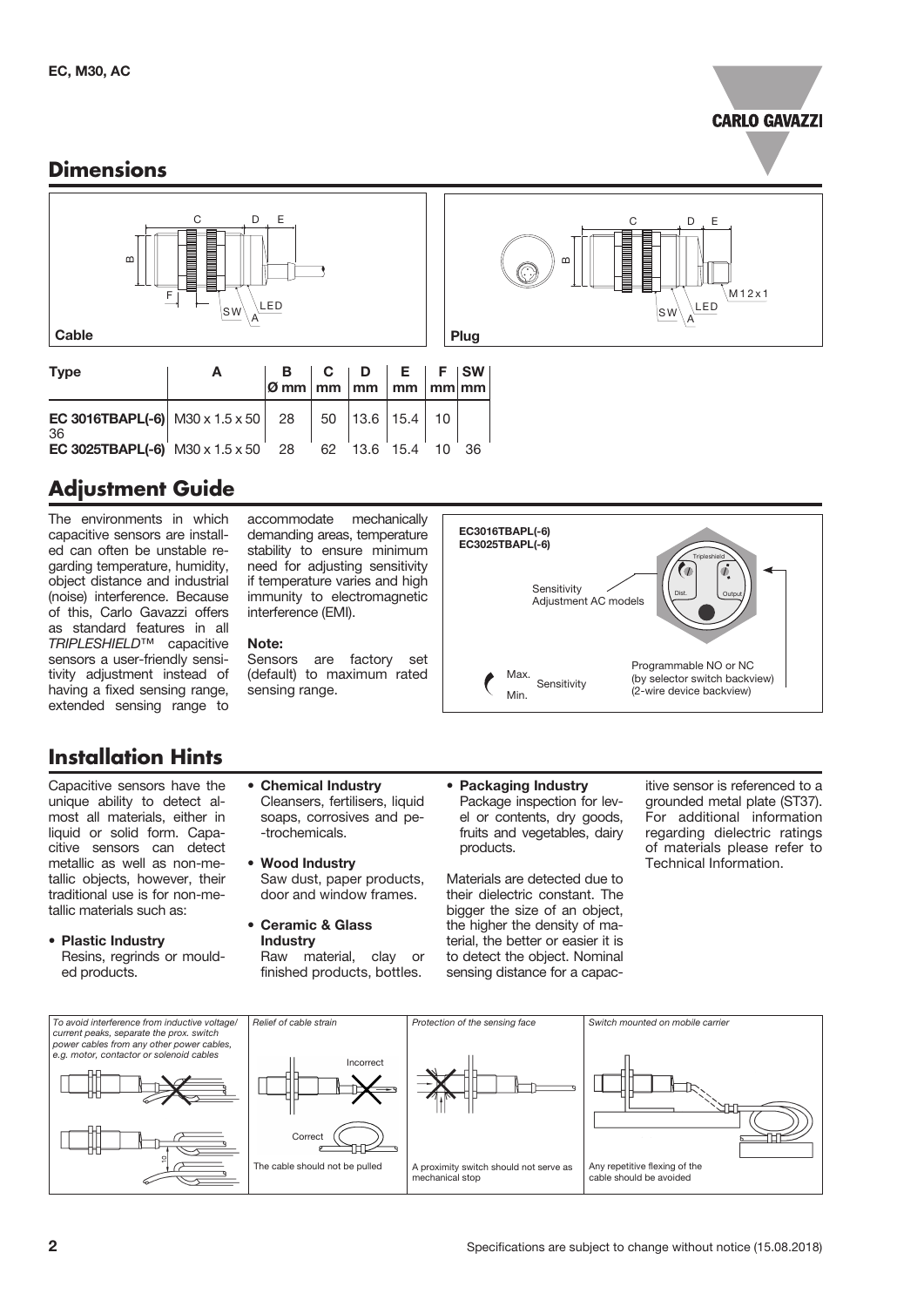## Dimensions

Cable

Plug

| Type | A | B Ø mm | C mm | D mm | E mm | F mm | SW mm |
|---|---|---|---|---|---|---|---|
| **EC 3016TBAPL(-6)** | M30 x 1.5 x 50 | 28 | 50 | 13.6 | 15.4 | 10 | 36 |
| **EC 3025TBAPL(-6)** | M30 x 1.5 x 50 | 28 | 62 | 13.6 | 15.4 | 10 | 36 |

## Adjustment Guide

The environments in which capacitive sensors are installed can often be unstable regarding temperature, humidity, object distance and industrial (noise) interference. Because of this, Carlo Gavazzi offers as standard features in all *TRIPLESHIELD*™ capacitive sensors a user-friendly sensitivity adjustment instead of having a fixed sensing range, extended sensing range to accommodate mechanically demanding areas, temperature stability to ensure minimum need for adjusting sensitivity if temperature varies and high immunity to electromagnetic interference (EMI).

**Note:**
Sensors are factory set (default) to maximum rated sensing range.

**EC3016TBAPL(-6)**
**EC3025TBAPL(-6)**

Sensitivity Adjustment AC models

Programmable NO or NC (by selector switch backview) (2-wire device backview)

Max. Sensitivity Min.

## Installation Hints

Capacitive sensors have the unique ability to detect almost all materials, either in liquid or solid form. Capacitive sensors can detect metallic as well as non-metallic objects, however, their traditional use is for non-metallic materials such as:

- **Plastic Industry**
  Resins, regrinds or moulded products.
- **Chemical Industry**
  Cleansers, fertilisers, liquid soaps, corrosives and petrochemicals.
- **Wood Industry**
  Saw dust, paper products, door and window frames.
- **Ceramic & Glass Industry**
  Raw material, clay or finished products, bottles.
- **Packaging Industry**
  Package inspection for level or contents, dry goods, fruits and vegetables, dairy products.

Materials are detected due to their dielectric constant. The bigger the size of an object, the higher the density of material, the better or easier it is to detect the object. Nominal sensing distance for a capacitive sensor is referenced to a grounded metal plate (ST37). For additional information regarding dielectric ratings of materials please refer to Technical Information.

*To avoid interference from inductive voltage/current peaks, separate the prox. switch power cables from any other power cables, e.g. motor, contactor or solenoid cables*

*Relief of cable strain*

Incorrect

Correct

The cable should not be pulled

*Protection of the sensing face*

A proximity switch should not serve as mechanical stop

*Switch mounted on mobile carrier*

Any repetitive flexing of the cable should be avoided

Specifications are subject to change without notice (15.08.2018)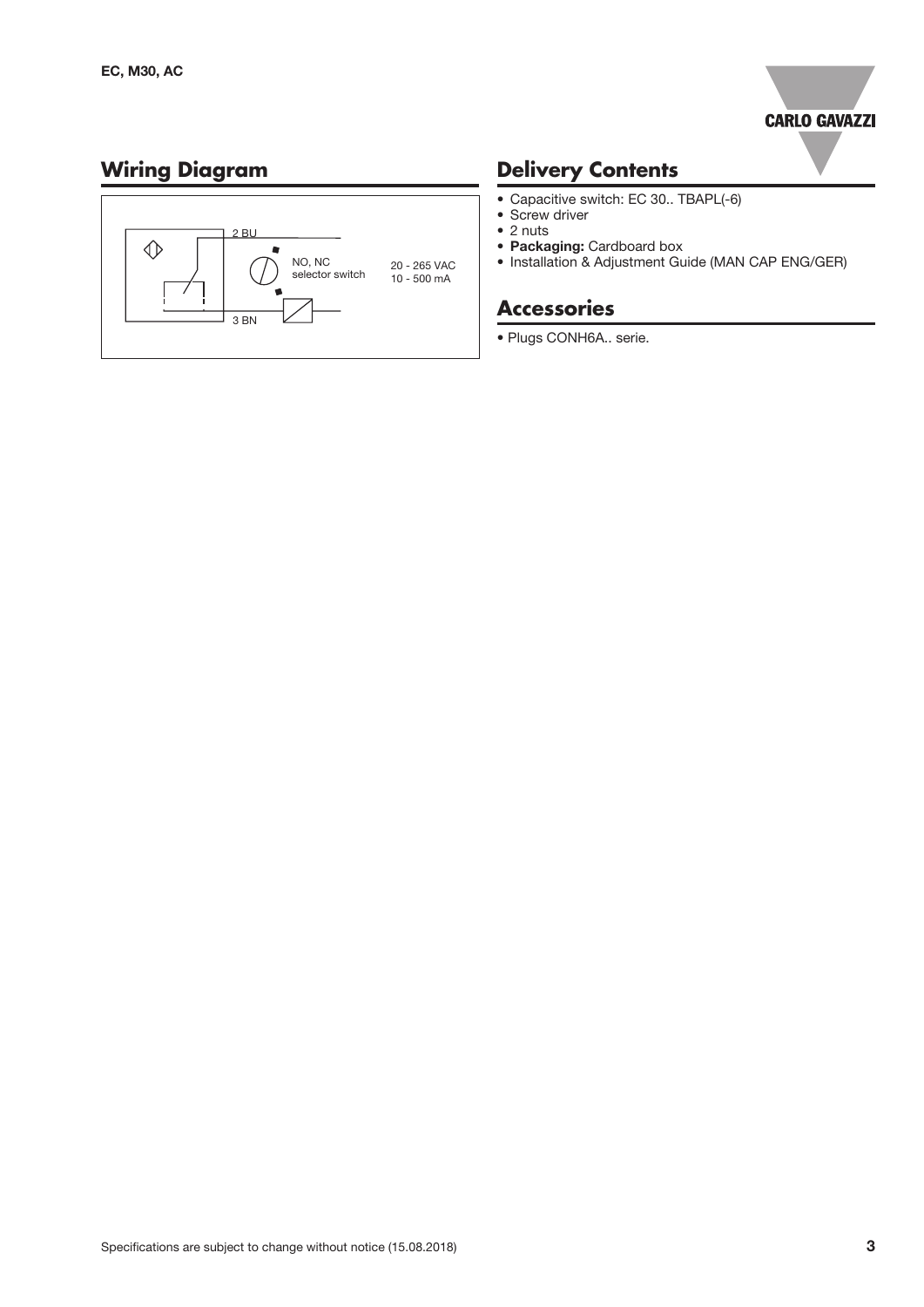## Wiring Diagram

2 BU

NO, NC
selector switch

20 - 265 VAC
10 - 500 mA

3 BN

## Delivery Contents

- Capacitive switch: EC 30.. TBAPL(-6)
- Screw driver
- 2 nuts
- **Packaging:** Cardboard box
- Installation & Adjustment Guide (MAN CAP ENG/GER)

## Accessories

- Plugs CONH6A.. serie.

Specifications are subject to change without notice (15.08.2018)